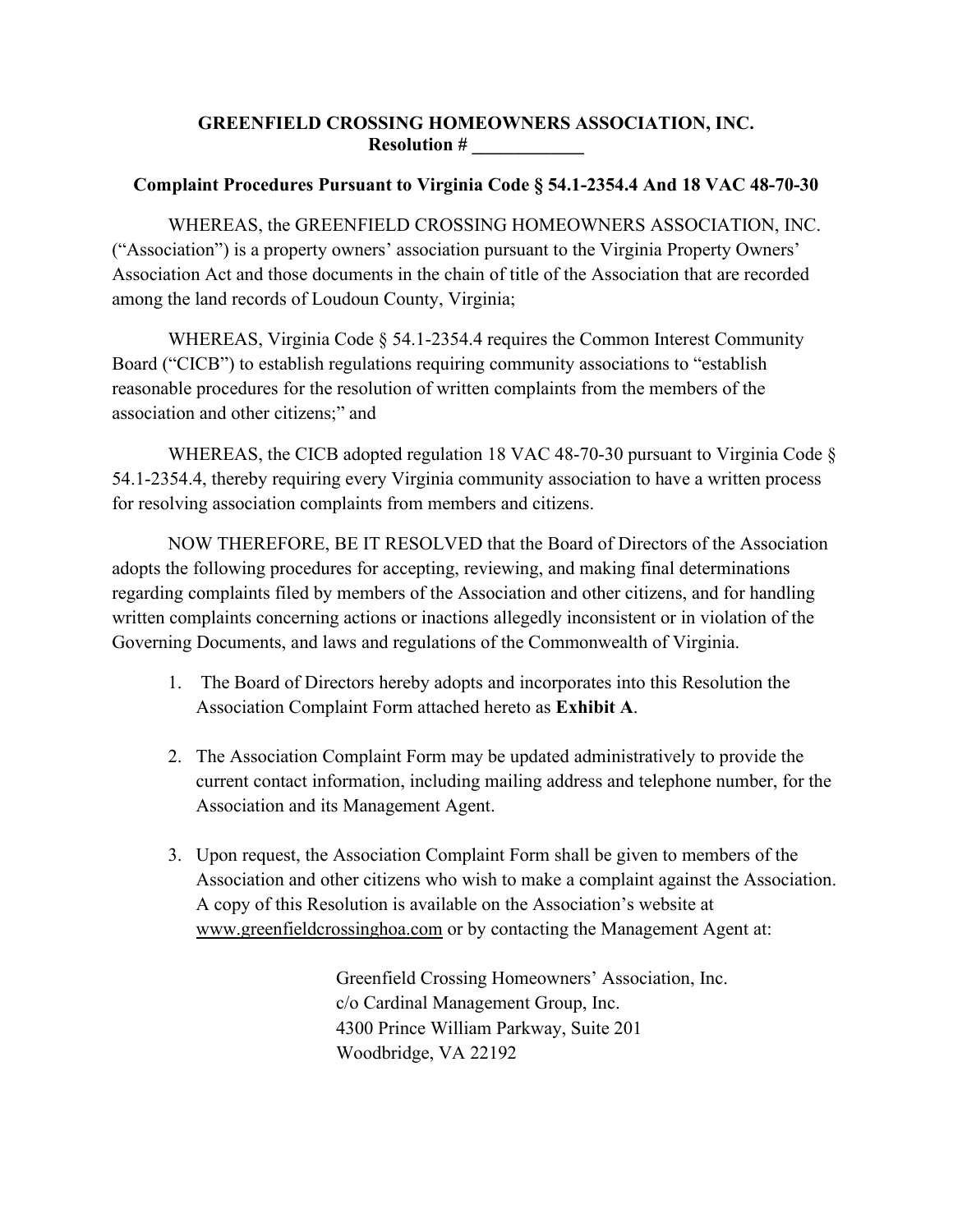**GREENFIELD CROSSING HOMEOWNERS ASSOCIATION, INC.**
**Resolution # \_\_\_\_\_\_\_\_\_\_\_\_**

**Complaint Procedures Pursuant to Virginia Code § 54.1-2354.4 And 18 VAC 48-70-30**

WHEREAS, the GREENFIELD CROSSING HOMEOWNERS ASSOCIATION, INC. ("Association") is a property owners' association pursuant to the Virginia Property Owners' Association Act and those documents in the chain of title of the Association that are recorded among the land records of Loudoun County, Virginia;

WHEREAS, Virginia Code § 54.1-2354.4 requires the Common Interest Community Board ("CICB") to establish regulations requiring community associations to "establish reasonable procedures for the resolution of written complaints from the members of the association and other citizens;" and

WHEREAS, the CICB adopted regulation 18 VAC 48-70-30 pursuant to Virginia Code § 54.1-2354.4, thereby requiring every Virginia community association to have a written process for resolving association complaints from members and citizens.

NOW THEREFORE, BE IT RESOLVED that the Board of Directors of the Association adopts the following procedures for accepting, reviewing, and making final determinations regarding complaints filed by members of the Association and other citizens, and for handling written complaints concerning actions or inactions allegedly inconsistent or in violation of the Governing Documents, and laws and regulations of the Commonwealth of Virginia.

1. The Board of Directors hereby adopts and incorporates into this Resolution the Association Complaint Form attached hereto as **Exhibit A**.

2. The Association Complaint Form may be updated administratively to provide the current contact information, including mailing address and telephone number, for the Association and its Management Agent.

3. Upon request, the Association Complaint Form shall be given to members of the Association and other citizens who wish to make a complaint against the Association. A copy of this Resolution is available on the Association's website at www.greenfieldcrossinghoa.com or by contacting the Management Agent at:

    Greenfield Crossing Homeowners' Association, Inc.
    c/o Cardinal Management Group, Inc.
    4300 Prince William Parkway, Suite 201
    Woodbridge, VA 22192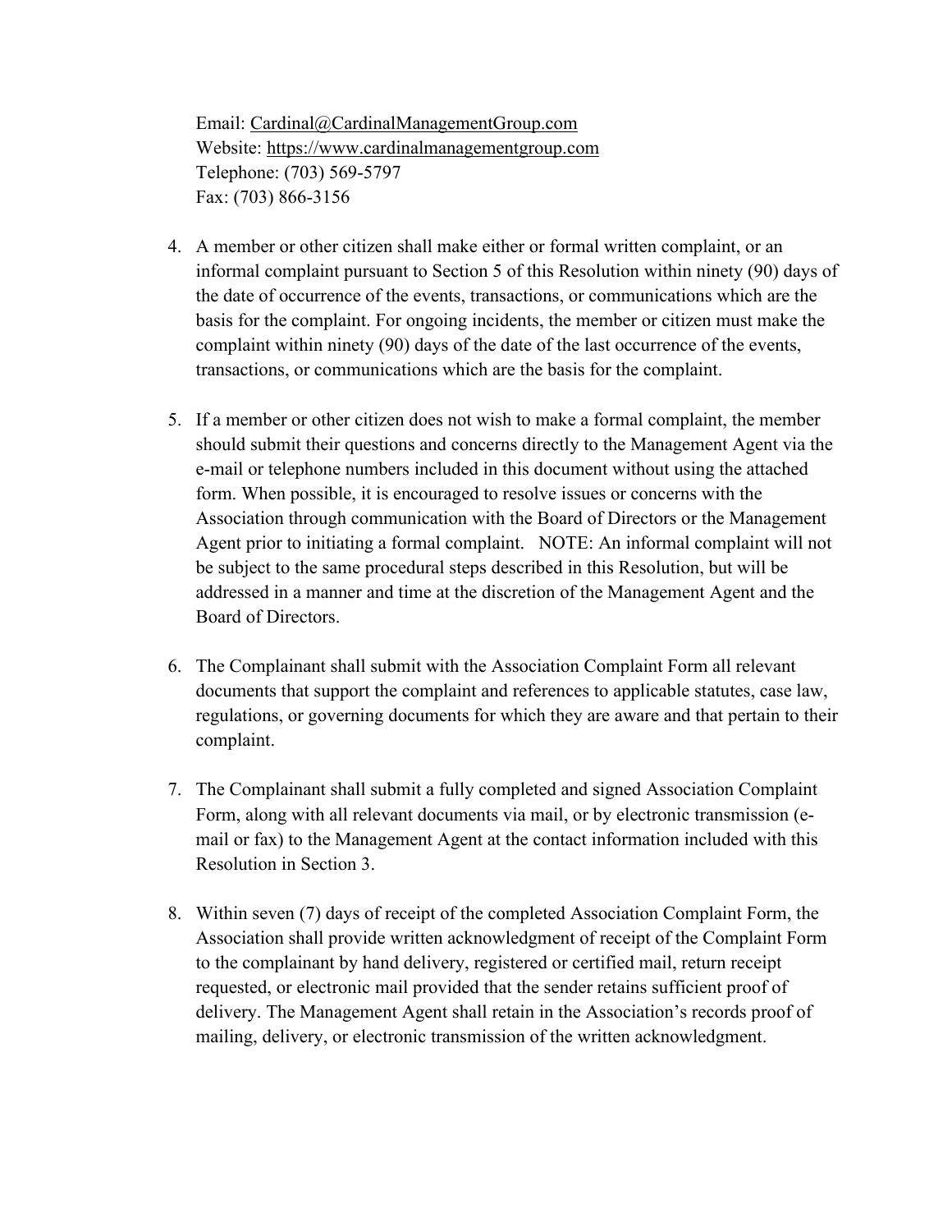Email: Cardinal@CardinalManagementGroup.com
Website: https://www.cardinalmanagementgroup.com
Telephone: (703) 569-5797
Fax: (703) 866-3156

4. A member or other citizen shall make either or formal written complaint, or an informal complaint pursuant to Section 5 of this Resolution within ninety (90) days of the date of occurrence of the events, transactions, or communications which are the basis for the complaint. For ongoing incidents, the member or citizen must make the complaint within ninety (90) days of the date of the last occurrence of the events, transactions, or communications which are the basis for the complaint.

5. If a member or other citizen does not wish to make a formal complaint, the member should submit their questions and concerns directly to the Management Agent via the e-mail or telephone numbers included in this document without using the attached form. When possible, it is encouraged to resolve issues or concerns with the Association through communication with the Board of Directors or the Management Agent prior to initiating a formal complaint. NOTE: An informal complaint will not be subject to the same procedural steps described in this Resolution, but will be addressed in a manner and time at the discretion of the Management Agent and the Board of Directors.

6. The Complainant shall submit with the Association Complaint Form all relevant documents that support the complaint and references to applicable statutes, case law, regulations, or governing documents for which they are aware and that pertain to their complaint.

7. The Complainant shall submit a fully completed and signed Association Complaint Form, along with all relevant documents via mail, or by electronic transmission (e-mail or fax) to the Management Agent at the contact information included with this Resolution in Section 3.

8. Within seven (7) days of receipt of the completed Association Complaint Form, the Association shall provide written acknowledgment of receipt of the Complaint Form to the complainant by hand delivery, registered or certified mail, return receipt requested, or electronic mail provided that the sender retains sufficient proof of delivery. The Management Agent shall retain in the Association's records proof of mailing, delivery, or electronic transmission of the written acknowledgment.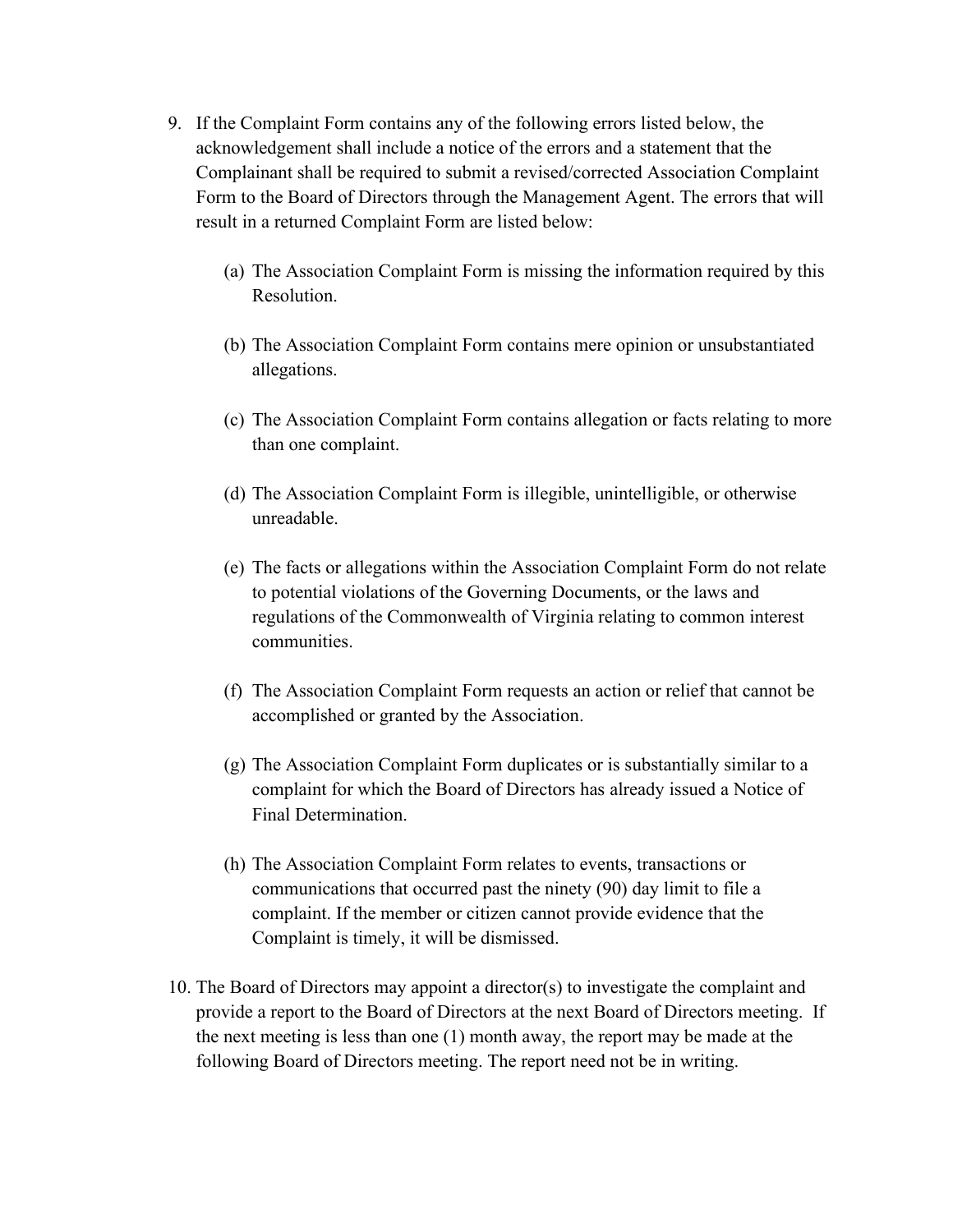9. If the Complaint Form contains any of the following errors listed below, the acknowledgement shall include a notice of the errors and a statement that the Complainant shall be required to submit a revised/corrected Association Complaint Form to the Board of Directors through the Management Agent. The errors that will result in a returned Complaint Form are listed below:

    (a) The Association Complaint Form is missing the information required by this Resolution.

    (b) The Association Complaint Form contains mere opinion or unsubstantiated allegations.

    (c) The Association Complaint Form contains allegation or facts relating to more than one complaint.

    (d) The Association Complaint Form is illegible, unintelligible, or otherwise unreadable.

    (e) The facts or allegations within the Association Complaint Form do not relate to potential violations of the Governing Documents, or the laws and regulations of the Commonwealth of Virginia relating to common interest communities.

    (f) The Association Complaint Form requests an action or relief that cannot be accomplished or granted by the Association.

    (g) The Association Complaint Form duplicates or is substantially similar to a complaint for which the Board of Directors has already issued a Notice of Final Determination.

    (h) The Association Complaint Form relates to events, transactions or communications that occurred past the ninety (90) day limit to file a complaint. If the member or citizen cannot provide evidence that the Complaint is timely, it will be dismissed.

10. The Board of Directors may appoint a director(s) to investigate the complaint and provide a report to the Board of Directors at the next Board of Directors meeting. If the next meeting is less than one (1) month away, the report may be made at the following Board of Directors meeting. The report need not be in writing.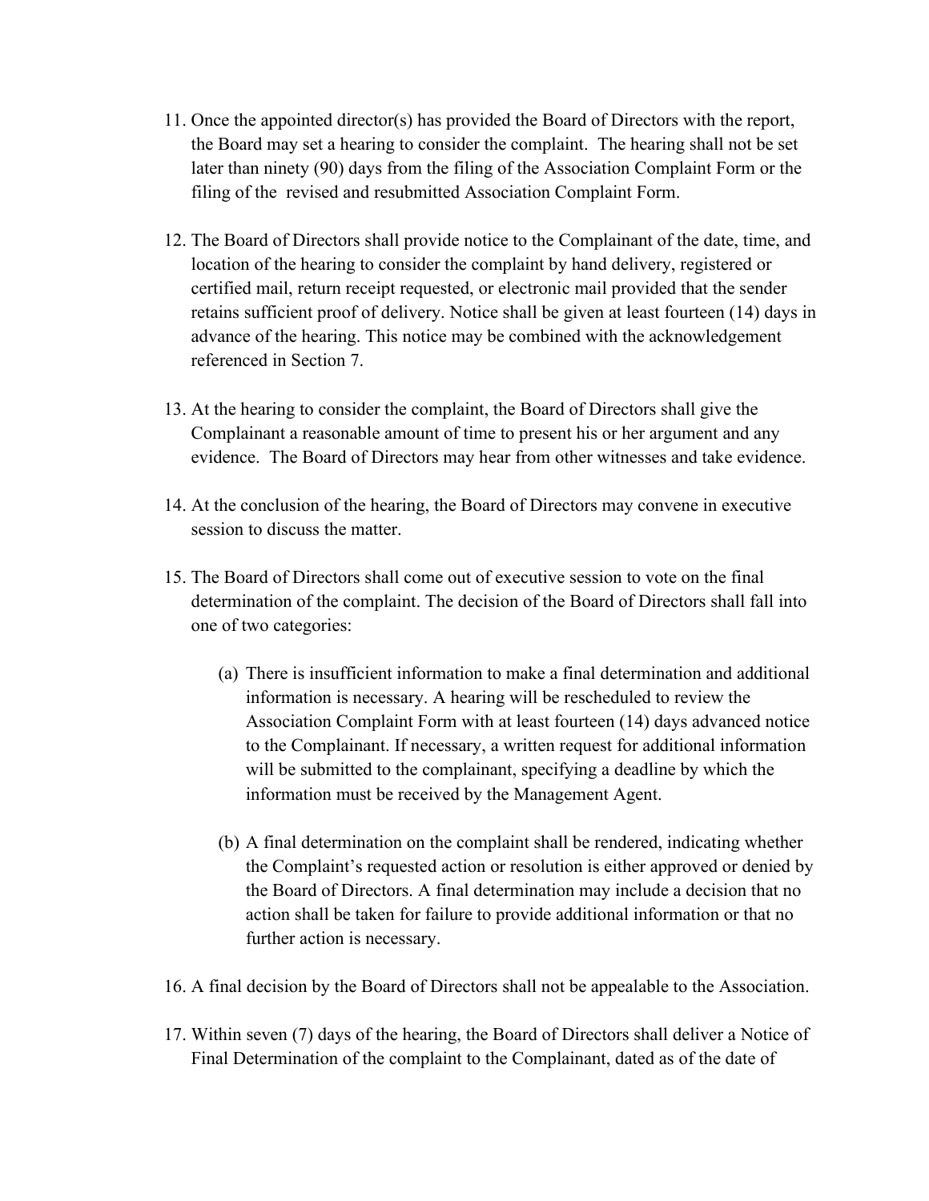11. Once the appointed director(s) has provided the Board of Directors with the report, the Board may set a hearing to consider the complaint. The hearing shall not be set later than ninety (90) days from the filing of the Association Complaint Form or the filing of the revised and resubmitted Association Complaint Form.

12. The Board of Directors shall provide notice to the Complainant of the date, time, and location of the hearing to consider the complaint by hand delivery, registered or certified mail, return receipt requested, or electronic mail provided that the sender retains sufficient proof of delivery. Notice shall be given at least fourteen (14) days in advance of the hearing. This notice may be combined with the acknowledgement referenced in Section 7.

13. At the hearing to consider the complaint, the Board of Directors shall give the Complainant a reasonable amount of time to present his or her argument and any evidence. The Board of Directors may hear from other witnesses and take evidence.

14. At the conclusion of the hearing, the Board of Directors may convene in executive session to discuss the matter.

15. The Board of Directors shall come out of executive session to vote on the final determination of the complaint. The decision of the Board of Directors shall fall into one of two categories:

    (a) There is insufficient information to make a final determination and additional information is necessary. A hearing will be rescheduled to review the Association Complaint Form with at least fourteen (14) days advanced notice to the Complainant. If necessary, a written request for additional information will be submitted to the complainant, specifying a deadline by which the information must be received by the Management Agent.

    (b) A final determination on the complaint shall be rendered, indicating whether the Complaint's requested action or resolution is either approved or denied by the Board of Directors. A final determination may include a decision that no action shall be taken for failure to provide additional information or that no further action is necessary.

16. A final decision by the Board of Directors shall not be appealable to the Association.

17. Within seven (7) days of the hearing, the Board of Directors shall deliver a Notice of Final Determination of the complaint to the Complainant, dated as of the date of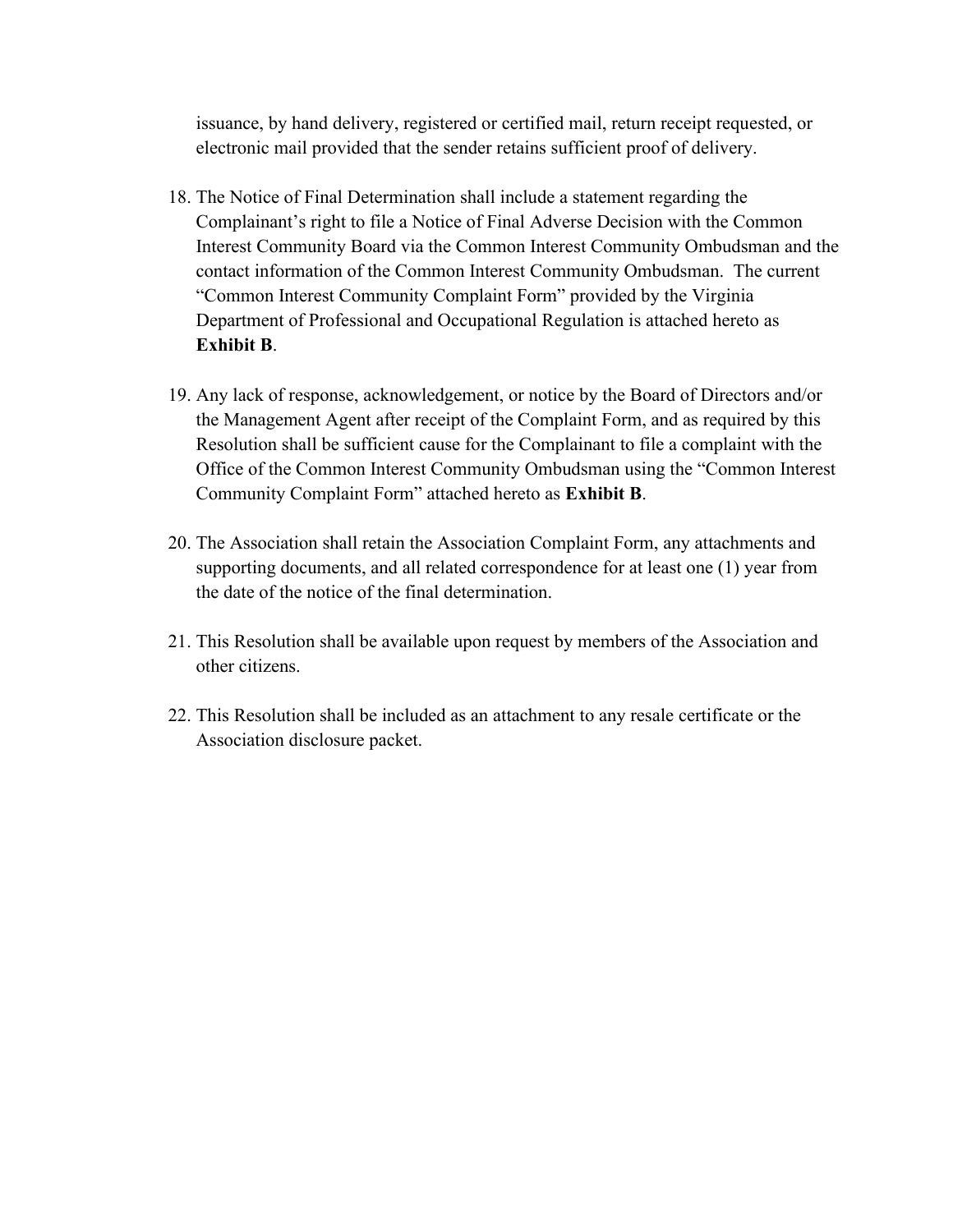issuance, by hand delivery, registered or certified mail, return receipt requested, or electronic mail provided that the sender retains sufficient proof of delivery.

18. The Notice of Final Determination shall include a statement regarding the Complainant's right to file a Notice of Final Adverse Decision with the Common Interest Community Board via the Common Interest Community Ombudsman and the contact information of the Common Interest Community Ombudsman. The current "Common Interest Community Complaint Form" provided by the Virginia Department of Professional and Occupational Regulation is attached hereto as **Exhibit B**.

19. Any lack of response, acknowledgement, or notice by the Board of Directors and/or the Management Agent after receipt of the Complaint Form, and as required by this Resolution shall be sufficient cause for the Complainant to file a complaint with the Office of the Common Interest Community Ombudsman using the "Common Interest Community Complaint Form" attached hereto as **Exhibit B**.

20. The Association shall retain the Association Complaint Form, any attachments and supporting documents, and all related correspondence for at least one (1) year from the date of the notice of the final determination.

21. This Resolution shall be available upon request by members of the Association and other citizens.

22. This Resolution shall be included as an attachment to any resale certificate or the Association disclosure packet.